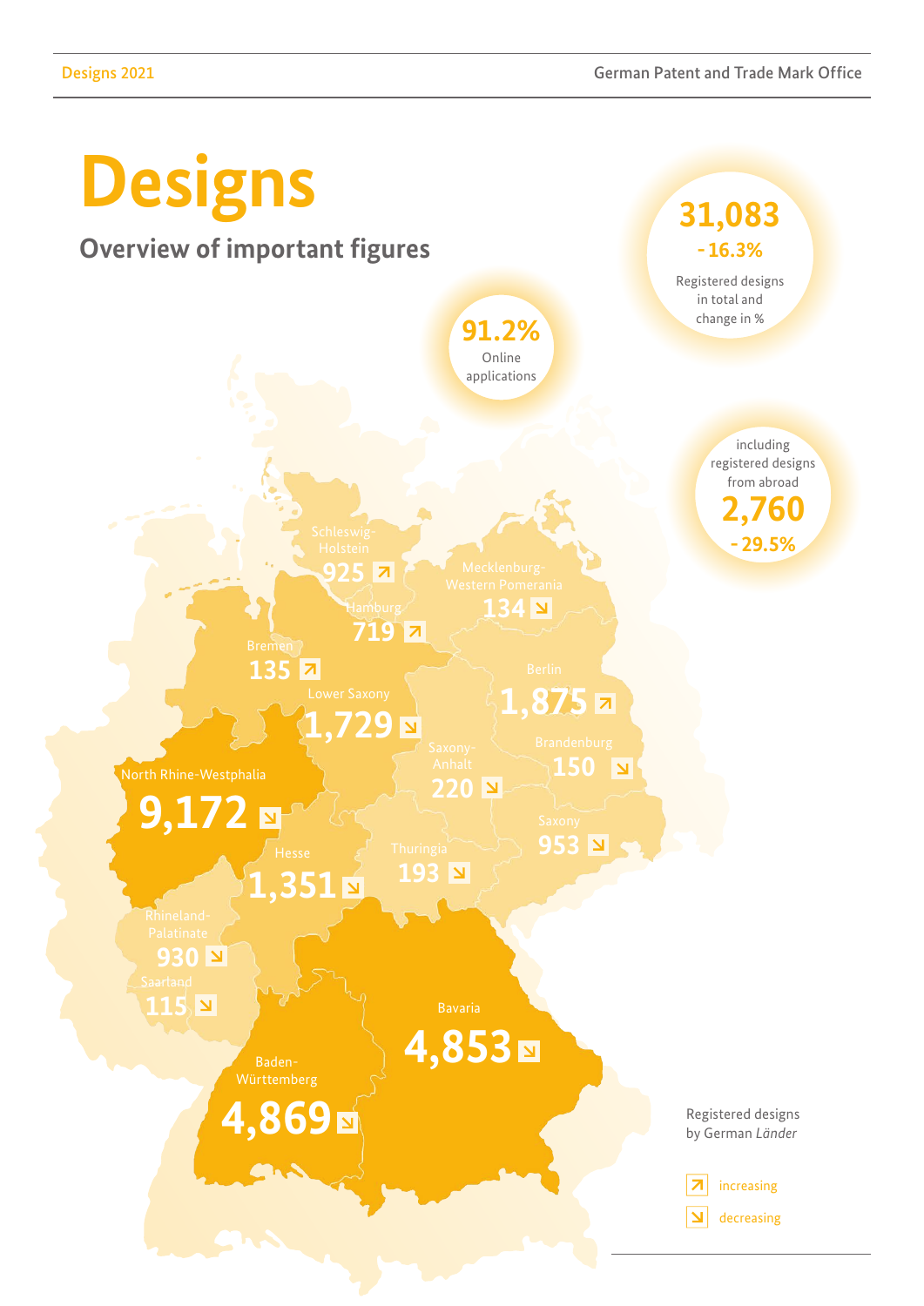# Designs

## Overview of important figures

**31,083**
**- 16.3%**
Registered designs in total and change in %

**91.2%**
Online applications

including registered designs from abroad
**2,760**
**- 29.5%**

Registered designs by German *Länder*

| Land | Registered designs | Trend |
|---|---|---|
| Schleswig-Holstein | 925 | increasing |
| Mecklenburg-Western Pomerania | 134 | decreasing |
| Hamburg | 719 | increasing |
| Bremen | 135 | increasing |
| Lower Saxony | 1,729 | decreasing |
| Berlin | 1,875 | increasing |
| Brandenburg | 150 | decreasing |
| Saxony-Anhalt | 220 | decreasing |
| North Rhine-Westphalia | 9,172 | decreasing |
| Saxony | 953 | decreasing |
| Hesse | 1,351 | decreasing |
| Thuringia | 193 | decreasing |
| Rhineland-Palatinate | 930 | decreasing |
| Saarland | 115 | decreasing |
| Bavaria | 4,853 | decreasing |
| Baden-Württemberg | 4,869 | decreasing |

↗ increasing
↘ decreasing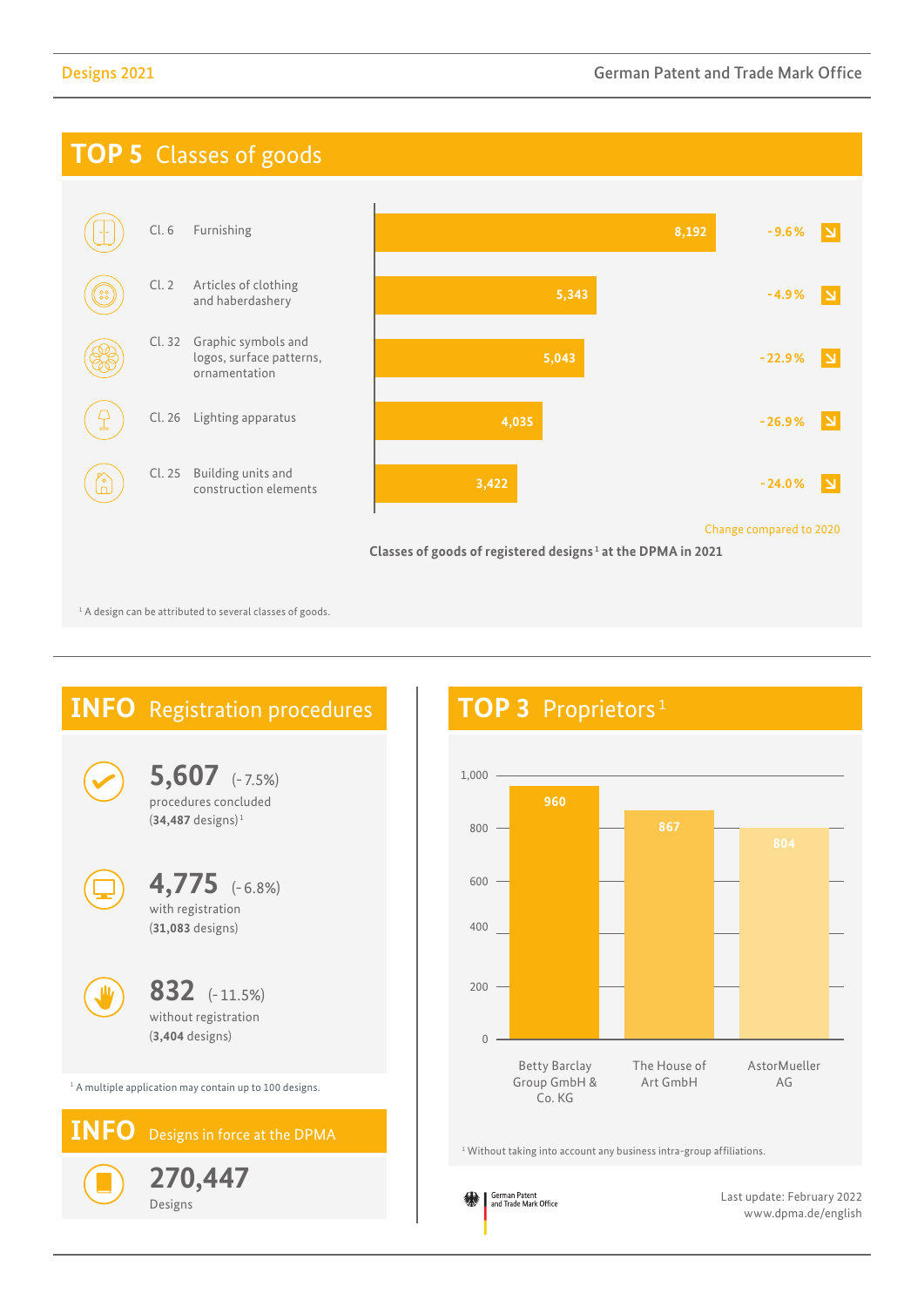## TOP 5 Classes of goods

Cl. 6 Furnishing
8,192
-9.6%

Cl. 2 Articles of clothing and haberdashery
5,343
-4.9%

Cl. 32 Graphic symbols and logos, surface patterns, ornamentation
5,043
-22.9%

Cl. 26 Lighting apparatus
4,035
-26.9%

Cl. 25 Building units and construction elements
3,422
-24.0%

Change compared to 2020

**Classes of goods of registered designs[1] at the DPMA in 2021**

[1] A design can be attributed to several classes of goods.

## INFO Registration procedures

**5,607** (-7.5%)
procedures concluded
(**34,487** designs)[1]

**4,775** (-6.8%)
with registration
(**31,083** designs)

**832** (-11.5%)
without registration
(**3,404** designs)

[1] A multiple application may contain up to 100 designs.

## INFO Designs in force at the DPMA

**270,447**
Designs

## TOP 3 Proprietors[1]

1,000
800
600
400
200
0

960
Betty Barclay Group GmbH & Co. KG

867
The House of Art GmbH

804
AstorMueller AG

[1] Without taking into account any business intra-group affiliations.

German Patent and Trade Mark Office

Last update: February 2022
www.dpma.de/english